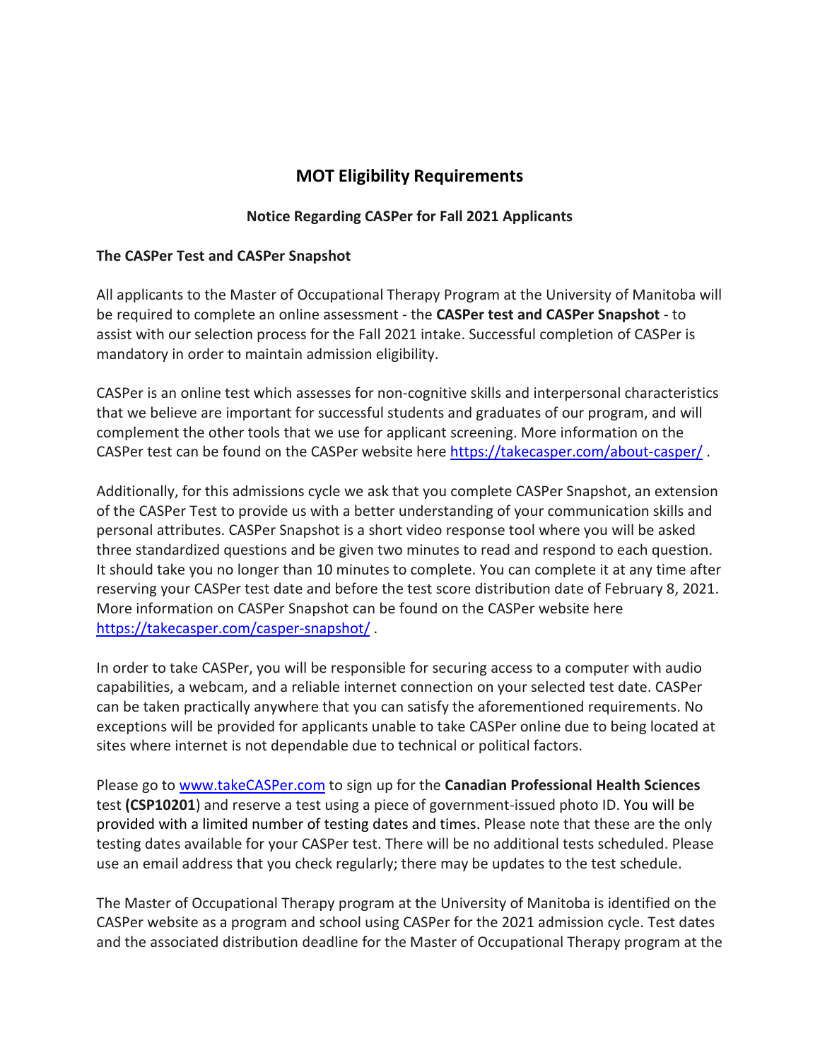# MOT Eligibility Requirements

### Notice Regarding CASPer for Fall 2021 Applicants

**The CASPer Test and CASPer Snapshot**

All applicants to the Master of Occupational Therapy Program at the University of Manitoba will be required to complete an online assessment - the **CASPer test and CASPer Snapshot** - to assist with our selection process for the Fall 2021 intake. Successful completion of CASPer is mandatory in order to maintain admission eligibility.

CASPer is an online test which assesses for non-cognitive skills and interpersonal characteristics that we believe are important for successful students and graduates of our program, and will complement the other tools that we use for applicant screening. More information on the CASPer test can be found on the CASPer website here [https://takecasper.com/about-casper/](https://takecasper.com/about-casper/) .

Additionally, for this admissions cycle we ask that you complete CASPer Snapshot, an extension of the CASPer Test to provide us with a better understanding of your communication skills and personal attributes. CASPer Snapshot is a short video response tool where you will be asked three standardized questions and be given two minutes to read and respond to each question. It should take you no longer than 10 minutes to complete. You can complete it at any time after reserving your CASPer test date and before the test score distribution date of February 8, 2021. More information on CASPer Snapshot can be found on the CASPer website here [https://takecasper.com/casper-snapshot/](https://takecasper.com/casper-snapshot/) .

In order to take CASPer, you will be responsible for securing access to a computer with audio capabilities, a webcam, and a reliable internet connection on your selected test date. CASPer can be taken practically anywhere that you can satisfy the aforementioned requirements. No exceptions will be provided for applicants unable to take CASPer online due to being located at sites where internet is not dependable due to technical or political factors.

Please go to [www.takeCASPer.com](www.takeCASPer.com) to sign up for the **Canadian Professional Health Sciences** test **(CSP10201**) and reserve a test using a piece of government-issued photo ID. You will be provided with a limited number of testing dates and times. Please note that these are the only testing dates available for your CASPer test. There will be no additional tests scheduled. Please use an email address that you check regularly; there may be updates to the test schedule.

The Master of Occupational Therapy program at the University of Manitoba is identified on the CASPer website as a program and school using CASPer for the 2021 admission cycle. Test dates and the associated distribution deadline for the Master of Occupational Therapy program at the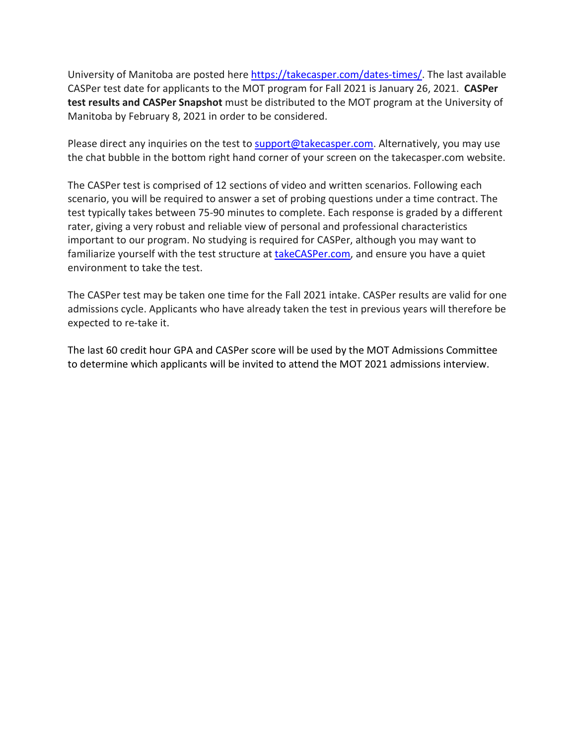University of Manitoba are posted here [https://takecasper.com/dates-times/](https://takecasper.com/dates-times/). The last available CASPer test date for applicants to the MOT program for Fall 2021 is January 26, 2021. **CASPer test results and CASPer Snapshot** must be distributed to the MOT program at the University of Manitoba by February 8, 2021 in order to be considered.

Please direct any inquiries on the test to [support@takecasper.com](mailto:support@takecasper.com). Alternatively, you may use the chat bubble in the bottom right hand corner of your screen on the takecasper.com website.

The CASPer test is comprised of 12 sections of video and written scenarios. Following each scenario, you will be required to answer a set of probing questions under a time contract. The test typically takes between 75-90 minutes to complete. Each response is graded by a different rater, giving a very robust and reliable view of personal and professional characteristics important to our program. No studying is required for CASPer, although you may want to familiarize yourself with the test structure at [takeCASPer.com](https://takecasper.com), and ensure you have a quiet environment to take the test.

The CASPer test may be taken one time for the Fall 2021 intake. CASPer results are valid for one admissions cycle. Applicants who have already taken the test in previous years will therefore be expected to re-take it.

The last 60 credit hour GPA and CASPer score will be used by the MOT Admissions Committee to determine which applicants will be invited to attend the MOT 2021 admissions interview.